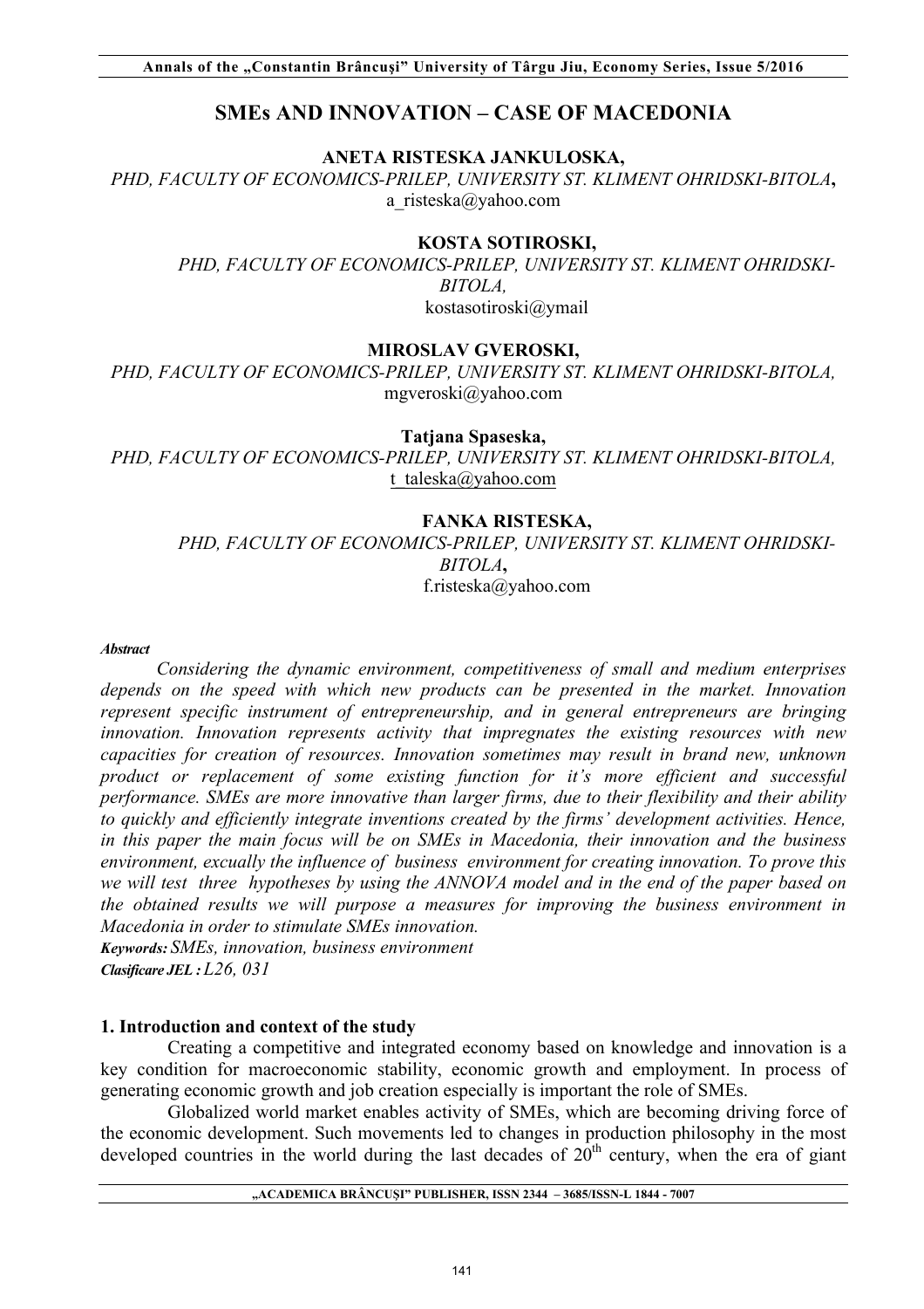# SMEs AND INNOVATION – CASE OF MACEDONIA

**ANETA RISTESKA JANKULOSKA,**
*PHD, FACULTY OF ECONOMICS-PRILEP, UNIVERSITY ST. KLIMENT OHRIDSKI-BITOLA*,
a_risteska@yahoo.com

**KOSTA SOTIROSKI,**
*PHD, FACULTY OF ECONOMICS-PRILEP, UNIVERSITY ST. KLIMENT OHRIDSKI-BITOLA,*
kostasotiroski@ymail

**MIROSLAV GVEROSKI,**
*PHD, FACULTY OF ECONOMICS-PRILEP, UNIVERSITY ST. KLIMENT OHRIDSKI-BITOLA,*
mgveroski@yahoo.com

**Tatjana Spaseska,**
*PHD, FACULTY OF ECONOMICS-PRILEP, UNIVERSITY ST. KLIMENT OHRIDSKI-BITOLA,*
t_taleska@yahoo.com

**FANKA RISTESKA,**
*PHD, FACULTY OF ECONOMICS-PRILEP, UNIVERSITY ST. KLIMENT OHRIDSKI-BITOLA*,
f.risteska@yahoo.com

***Abstract***

*Considering the dynamic environment, competitiveness of small and medium enterprises depends on the speed with which new products can be presented in the market. Innovation represent specific instrument of entrepreneurship, and in general entrepreneurs are bringing innovation. Innovation represents activity that impregnates the existing resources with new capacities for creation of resources. Innovation sometimes may result in brand new, unknown product or replacement of some existing function for it's more efficient and successful performance. SMEs are more innovative than larger firms, due to their flexibility and their ability to quickly and efficiently integrate inventions created by the firms' development activities. Hence, in this paper the main focus will be on SMEs in Macedonia, their innovation and the business environment, excually the influence of business environment for creating innovation. To prove this we will test three hypotheses by using the ANNOVA model and in the end of the paper based on the obtained results we will purpose a measures for improving the business environment in Macedonia in order to stimulate SMEs innovation.*

***Keywords:*** *SMEs, innovation, business environment*

***Clasificare JEL :*** *L26, 031*

## 1. Introduction and context of the study

Creating a competitive and integrated economy based on knowledge and innovation is a key condition for macroeconomic stability, economic growth and employment. In process of generating economic growth and job creation especially is important the role of SMEs.

Globalized world market enables activity of SMEs, which are becoming driving force of the economic development. Such movements led to changes in production philosophy in the most developed countries in the world during the last decades of 20th century, when the era of giant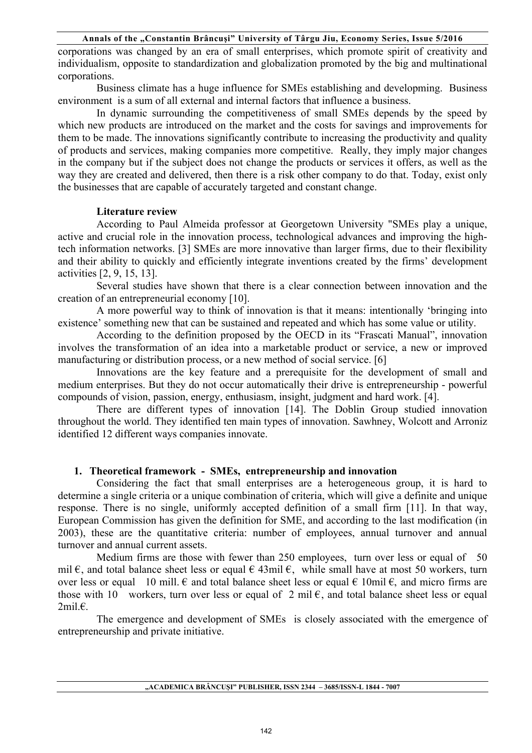corporations was changed by an era of small enterprises, which promote spirit of creativity and individualism, opposite to standardization and globalization promoted by the big and multinational corporations.

Business climate has a huge influence for SMEs establishing and developming. Business environment is a sum of all external and internal factors that influence a business.

In dynamic surrounding the competitiveness of small SMEs depends by the speed by which new products are introduced on the market and the costs for savings and improvements for them to be made. The innovations significantly contribute to increasing the productivity and quality of products and services, making companies more competitive. Really, they imply major changes in the company but if the subject does not change the products or services it offers, as well as the way they are created and delivered, then there is a risk other company to do that. Today, exist only the businesses that are capable of accurately targeted and constant change.

**Literature review**

According to Paul Almeida professor at Georgetown University "SMEs play a unique, active and crucial role in the innovation process, technological advances and improving the high-tech information networks. [3] SMEs are more innovative than larger firms, due to their flexibility and their ability to quickly and efficiently integrate inventions created by the firms' development activities [2, 9, 15, 13].

Several studies have shown that there is a clear connection between innovation and the creation of an entrepreneurial economy [10].

A more powerful way to think of innovation is that it means: intentionally 'bringing into existence' something new that can be sustained and repeated and which has some value or utility.

According to the definition proposed by the OECD in its "Frascati Manual", innovation involves the transformation of an idea into a marketable product or service, a new or improved manufacturing or distribution process, or a new method of social service. [6]

Innovations are the key feature and a prerequisite for the development of small and medium enterprises. But they do not occur automatically their drive is entrepreneurship - powerful compounds of vision, passion, energy, enthusiasm, insight, judgment and hard work. [4].

There are different types of innovation [14]. The Doblin Group studied innovation throughout the world. They identified ten main types of innovation. Sawhney, Wolcott and Arroniz identified 12 different ways companies innovate.

## 1. Theoretical framework - SMEs, entrepreneurship and innovation

Considering the fact that small enterprises are a heterogeneous group, it is hard to determine a single criteria or a unique combination of criteria, which will give a definite and unique response. There is no single, uniformly accepted definition of a small firm [11]. In that way, European Commission has given the definition for SME, and according to the last modification (in 2003), these are the quantitative criteria: number of employees, annual turnover and annual turnover and annual current assets.

Medium firms are those with fewer than 250 employees, turn over less or equal of 50 mil €, and total balance sheet less or equal € 43mil €, while small have at most 50 workers, turn over less or equal 10 mill. € and total balance sheet less or equal € 10mil €, and micro firms are those with 10 workers, turn over less or equal of 2 mil €, and total balance sheet less or equal 2mil.€.

The emergence and development of SMEs is closely associated with the emergence of entrepreneurship and private initiative.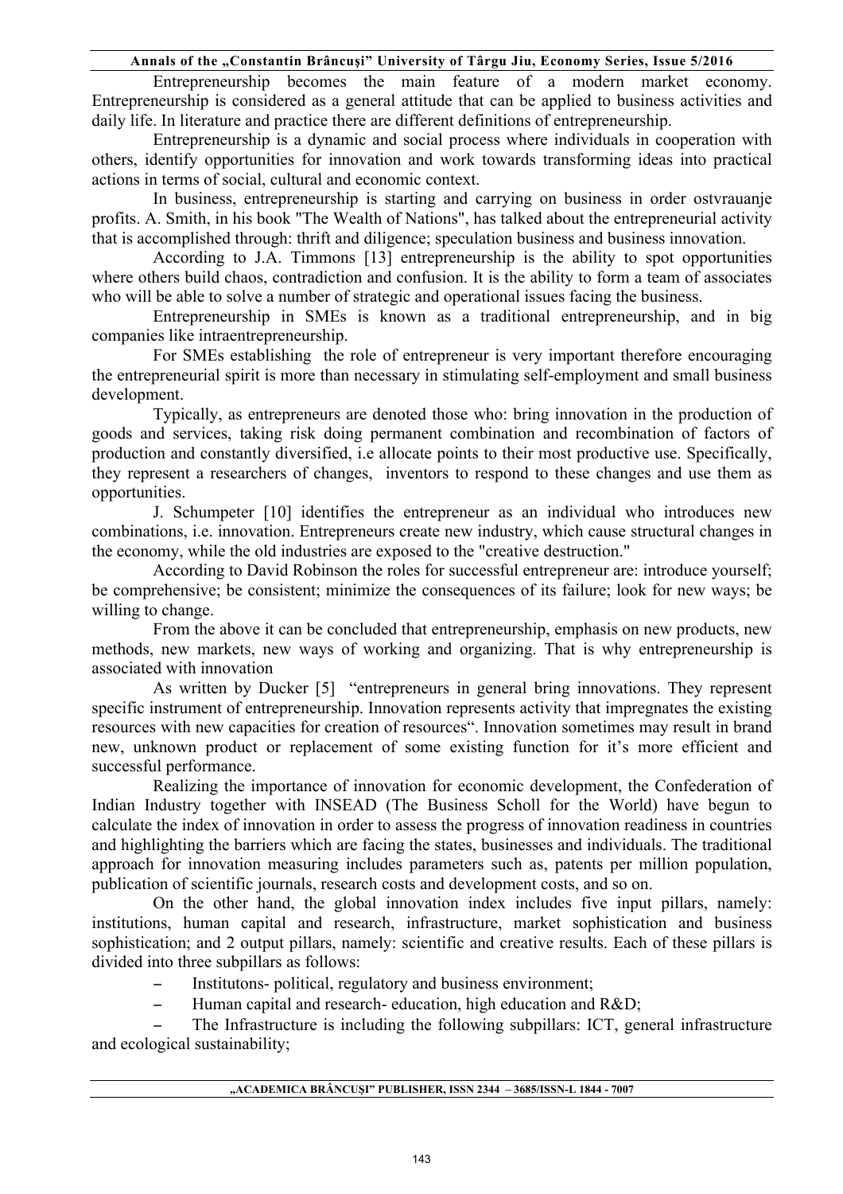Entrepreneurship becomes the main feature of a modern market economy. Entrepreneurship is considered as a general attitude that can be applied to business activities and daily life. In literature and practice there are different definitions of entrepreneurship.

Entrepreneurship is a dynamic and social process where individuals in cooperation with others, identify opportunities for innovation and work towards transforming ideas into practical actions in terms of social, cultural and economic context.

In business, entrepreneurship is starting and carrying on business in order ostvrauanje profits. A. Smith, in his book "The Wealth of Nations", has talked about the entrepreneurial activity that is accomplished through: thrift and diligence; speculation business and business innovation.

According to J.A. Timmons [13] entrepreneurship is the ability to spot opportunities where others build chaos, contradiction and confusion. It is the ability to form a team of associates who will be able to solve a number of strategic and operational issues facing the business.

Entrepreneurship in SMEs is known as a traditional entrepreneurship, and in big companies like intraentrepreneurship.

For SMEs establishing the role of entrepreneur is very important therefore encouraging the entrepreneurial spirit is more than necessary in stimulating self-employment and small business development.

Typically, as entrepreneurs are denoted those who: bring innovation in the production of goods and services, taking risk doing permanent combination and recombination of factors of production and constantly diversified, i.e allocate points to their most productive use. Specifically, they represent a researchers of changes, inventors to respond to these changes and use them as opportunities.

J. Schumpeter [10] identifies the entrepreneur as an individual who introduces new combinations, i.e. innovation. Entrepreneurs create new industry, which cause structural changes in the economy, while the old industries are exposed to the "creative destruction."

According to David Robinson the roles for successful entrepreneur are: introduce yourself; be comprehensive; be consistent; minimize the consequences of its failure; look for new ways; be willing to change.

From the above it can be concluded that entrepreneurship, emphasis on new products, new methods, new markets, new ways of working and organizing. That is why entrepreneurship is associated with innovation

As written by Ducker [5] "entrepreneurs in general bring innovations. They represent specific instrument of entrepreneurship. Innovation represents activity that impregnates the existing resources with new capacities for creation of resources". Innovation sometimes may result in brand new, unknown product or replacement of some existing function for it's more efficient and successful performance.

Realizing the importance of innovation for economic development, the Confederation of Indian Industry together with INSEAD (The Business Scholl for the World) have begun to calculate the index of innovation in order to assess the progress of innovation readiness in countries and highlighting the barriers which are facing the states, businesses and individuals. The traditional approach for innovation measuring includes parameters such as, patents per million population, publication of scientific journals, research costs and development costs, and so on.

On the other hand, the global innovation index includes five input pillars, namely: institutions, human capital and research, infrastructure, market sophistication and business sophistication; and 2 output pillars, namely: scientific and creative results. Each of these pillars is divided into three subpillars as follows:

- Institutons- political, regulatory and business environment;
- Human capital and research- education, high education and R&D;
- The Infrastructure is including the following subpillars: ICT, general infrastructure and ecological sustainability;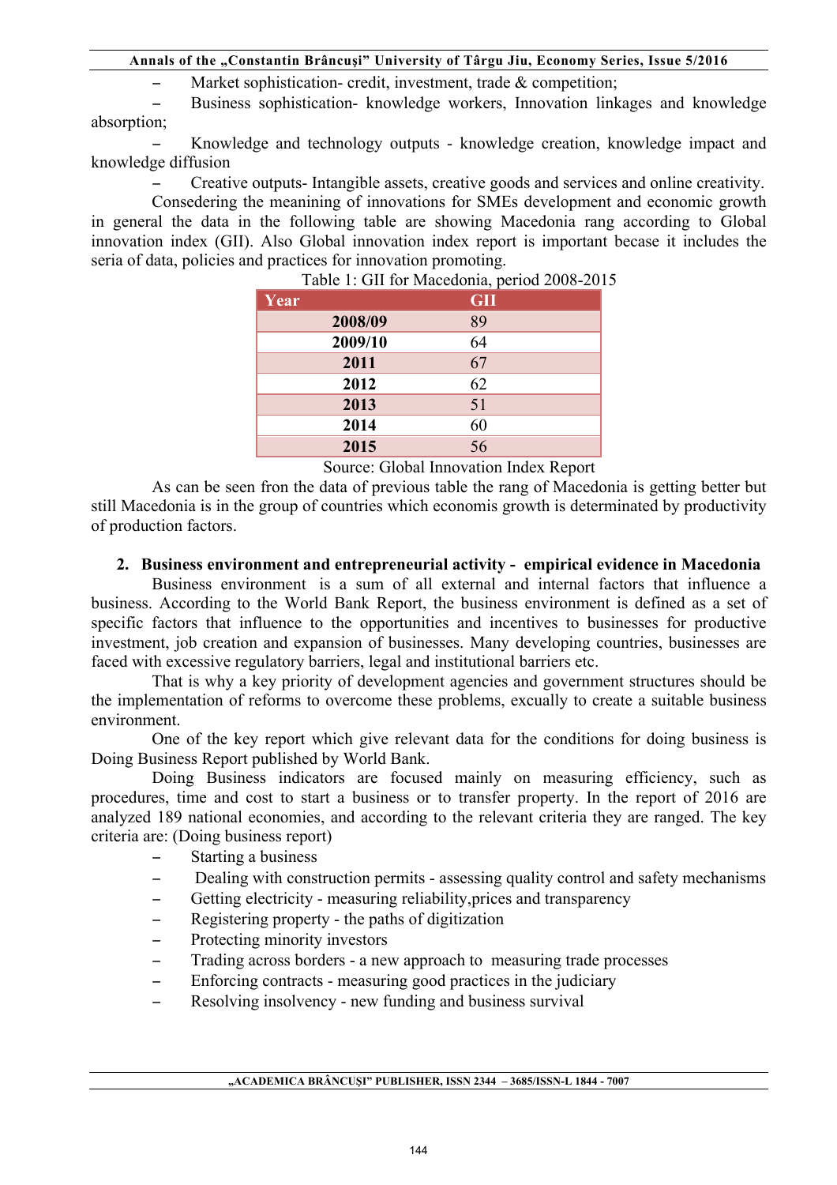- Market sophistication- credit, investment, trade & competition;
- Business sophistication- knowledge workers, Innovation linkages and knowledge absorption;
- Knowledge and technology outputs - knowledge creation, knowledge impact and knowledge diffusion
- Creative outputs- Intangible assets, creative goods and services and online creativity.

Consedering the meanining of innovations for SMEs development and economic growth in general the data in the following table are showing Macedonia rang according to Global innovation index (GII). Also Global innovation index report is important becase it includes the seria of data, policies and practices for innovation promoting.

Table 1: GII for Macedonia, period 2008-2015

| Year | GII |
|---|---|
| **2008/09** | 89 |
| **2009/10** | 64 |
| **2011** | 67 |
| **2012** | 62 |
| **2013** | 51 |
| **2014** | 60 |
| **2015** | 56 |

Source: Global Innovation Index Report

As can be seen fron the data of previous table the rang of Macedonia is getting better but still Macedonia is in the group of countries which economis growth is determinated by productivity of production factors.

## 2. Business environment and entrepreneurial activity - empirical evidence in Macedonia

Business environment is a sum of all external and internal factors that influence a business. According to the World Bank Report, the business environment is defined as a set of specific factors that influence to the opportunities and incentives to businesses for productive investment, job creation and expansion of businesses. Many developing countries, businesses are faced with excessive regulatory barriers, legal and institutional barriers etc.

That is why a key priority of development agencies and government structures should be the implementation of reforms to overcome these problems, excually to create a suitable business environment.

One of the key report which give relevant data for the conditions for doing business is Doing Business Report published by World Bank.

Doing Business indicators are focused mainly on measuring efficiency, such as procedures, time and cost to start a business or to transfer property. In the report of 2016 are analyzed 189 national economies, and according to the relevant criteria they are ranged. The key criteria are: (Doing business report)

- Starting a business
- Dealing with construction permits - assessing quality control and safety mechanisms
- Getting electricity - measuring reliability,prices and transparency
- Registering property - the paths of digitization
- Protecting minority investors
- Trading across borders - a new approach to measuring trade processes
- Enforcing contracts - measuring good practices in the judiciary
- Resolving insolvency - new funding and business survival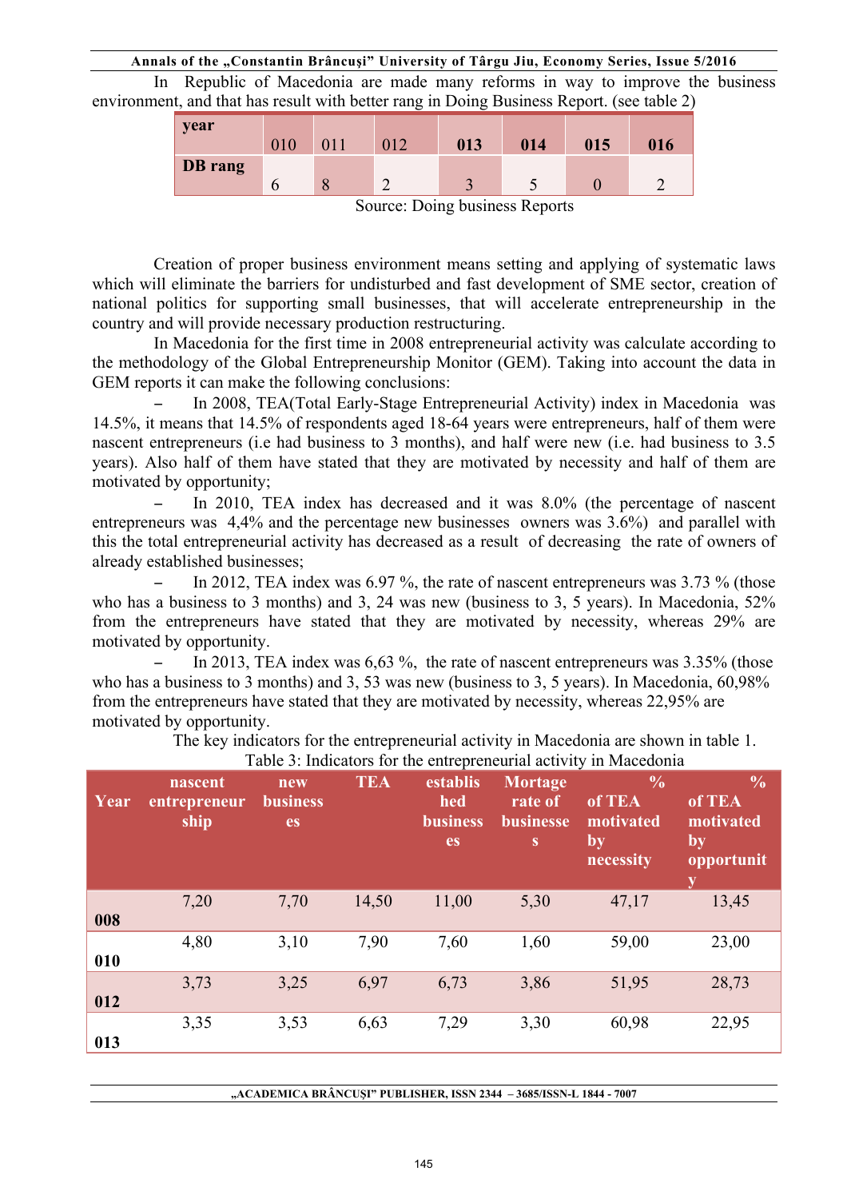In Republic of Macedonia are made many reforms in way to improve the business environment, and that has result with better rang in Doing Business Report. (see table 2)

| year | 010 | 011 | 012 | 013 | 014 | 015 | 016 |
|---|---|---|---|---|---|---|---|
| DB rang | 6 | 8 | 2 | 3 | 5 | 0 | 2 |

Source: Doing business Reports

Creation of proper business environment means setting and applying of systematic laws which will eliminate the barriers for undisturbed and fast development of SME sector, creation of national politics for supporting small businesses, that will accelerate entrepreneurship in the country and will provide necessary production restructuring.

In Macedonia for the first time in 2008 entrepreneurial activity was calculate according to the methodology of the Global Entrepreneurship Monitor (GEM). Taking into account the data in GEM reports it can make the following conclusions:

- In 2008, TEA(Total Early-Stage Entrepreneurial Activity) index in Macedonia was 14.5%, it means that 14.5% of respondents aged 18-64 years were entrepreneurs, half of them were nascent entrepreneurs (i.e had business to 3 months), and half were new (i.e. had business to 3.5 years). Also half of them have stated that they are motivated by necessity and half of them are motivated by opportunity;
- In 2010, TEA index has decreased and it was 8.0% (the percentage of nascent entrepreneurs was 4,4% and the percentage new businesses owners was 3.6%) and parallel with this the total entrepreneurial activity has decreased as a result of decreasing the rate of owners of already established businesses;
- In 2012, TEA index was 6.97 %, the rate of nascent entrepreneurs was 3.73 % (those who has a business to 3 months) and 3, 24 was new (business to 3, 5 years). In Macedonia, 52% from the entrepreneurs have stated that they are motivated by necessity, whereas 29% are motivated by opportunity.
- In 2013, TEA index was 6,63 %, the rate of nascent entrepreneurs was 3.35% (those who has a business to 3 months) and 3, 53 was new (business to 3, 5 years). In Macedonia, 60,98% from the entrepreneurs have stated that they are motivated by necessity, whereas 22,95% are motivated by opportunity.

The key indicators for the entrepreneurial activity in Macedonia are shown in table 1.

Table 3: Indicators for the entrepreneurial activity in Macedonia

| Year | nascent entrepreneurship | new businesses | TEA | established businesses | Mortage rate of businesses | % of TEA motivated by necessity | % of TEA motivated by opportunity |
|---|---|---|---|---|---|---|---|
| 008 | 7,20 | 7,70 | 14,50 | 11,00 | 5,30 | 47,17 | 13,45 |
| 010 | 4,80 | 3,10 | 7,90 | 7,60 | 1,60 | 59,00 | 23,00 |
| 012 | 3,73 | 3,25 | 6,97 | 6,73 | 3,86 | 51,95 | 28,73 |
| 013 | 3,35 | 3,53 | 6,63 | 7,29 | 3,30 | 60,98 | 22,95 |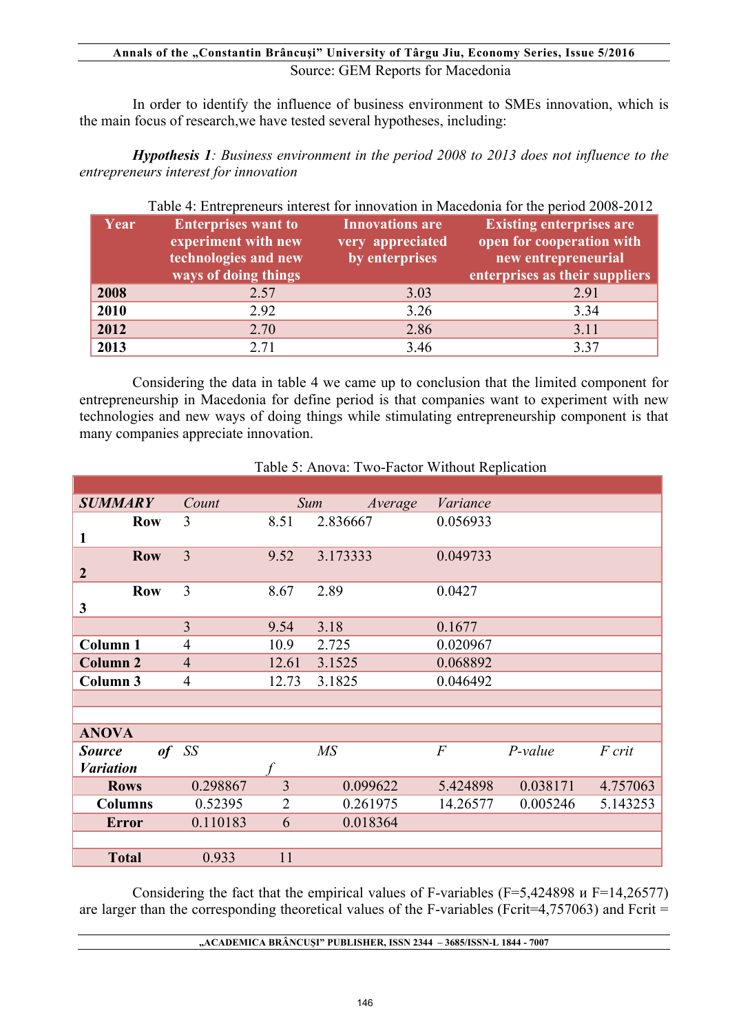Source: GEM Reports for Macedonia

In order to identify the influence of business environment to SMEs innovation, which is the main focus of research,we have tested several hypotheses, including:

***Hypothesis 1**: Business environment in the period 2008 to 2013 does not influence to the entrepreneurs interest for innovation*

Table 4: Entrepreneurs interest for innovation in Macedonia for the period 2008-2012

| Year | Enterprises want to experiment with new technologies and new ways of doing things | Innovations are very appreciated by enterprises | Existing enterprises are open for cooperation with new entrepreneurial enterprises as their suppliers |
|---|---|---|---|
| **2008** | 2.57 | 3.03 | 2.91 |
| **2010** | 2.92 | 3.26 | 3.34 |
| **2012** | 2.70 | 2.86 | 3.11 |
| **2013** | 2.71 | 3.46 | 3.37 |

Considering the data in table 4 we came up to conclusion that the limited component for entrepreneurship in Macedonia for define period is that companies want to experiment with new technologies and new ways of doing things while stimulating entrepreneurship component is that many companies appreciate innovation.

Table 5: Anova: Two-Factor Without Replication

| *SUMMARY* | *Count* | *Sum* | *Average* | *Variance* | | |
|---|---|---|---|---|---|---|
| **Row 1** | 3 | 8.51 | 2.836667 | 0.056933 | | |
| **Row 2** | 3 | 9.52 | 3.173333 | 0.049733 | | |
| **Row 3** | 3 | 8.67 | 2.89 | 0.0427 | | |
| | 3 | 9.54 | 3.18 | 0.1677 | | |
| **Column 1** | 4 | 10.9 | 2.725 | 0.020967 | | |
| **Column 2** | 4 | 12.61 | 3.1525 | 0.068892 | | |
| **Column 3** | 4 | 12.73 | 3.1825 | 0.046492 | | |
| | | | | | | |
| | | | | | | |
| **ANOVA** | | | | | | |
| ***Source of Variation*** | *SS* | *f* | *MS* | *F* | *P-value* | *F crit* |
| **Rows** | 0.298867 | 3 | 0.099622 | 5.424898 | 0.038171 | 4.757063 |
| **Columns** | 0.52395 | 2 | 0.261975 | 14.26577 | 0.005246 | 5.143253 |
| **Error** | 0.110183 | 6 | 0.018364 | | | |
| | | | | | | |
| **Total** | 0.933 | 11 | | | | |

Considering the fact that the empirical values of F-variables (F=5,424898 и F=14,26577) are larger than the corresponding theoretical values of the F-variables (Fcrit=4,757063) and Fcrit =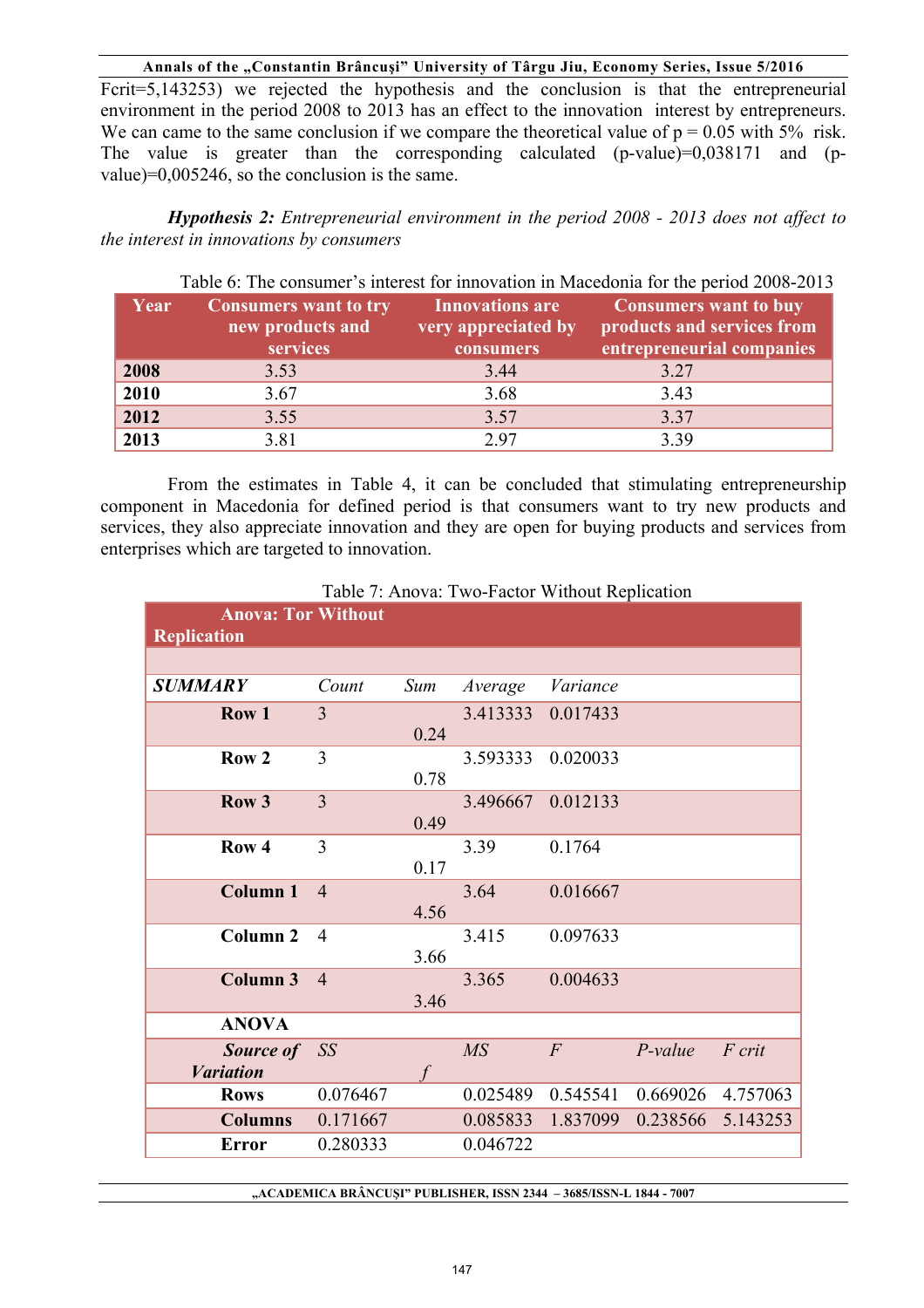Fcrit=5,143253) we rejected the hypothesis and the conclusion is that the entrepreneurial environment in the period 2008 to 2013 has an effect to the innovation interest by entrepreneurs. We can came to the same conclusion if we compare the theoretical value of p = 0.05 with 5% risk. The value is greater than the corresponding calculated (p-value)=0,038171 and (p-value)=0,005246, so the conclusion is the same.

***Hypothesis 2:*** *Entrepreneurial environment in the period 2008 - 2013 does not affect to the interest in innovations by consumers*

Table 6: The consumer's interest for innovation in Macedonia for the period 2008-2013

| Year | Consumers want to try new products and services | Innovations are very appreciated by consumers | Consumers want to buy products and services from entrepreneurial companies |
|---|---|---|---|
| **2008** | 3.53 | 3.44 | 3.27 |
| **2010** | 3.67 | 3.68 | 3.43 |
| **2012** | 3.55 | 3.57 | 3.37 |
| **2013** | 3.81 | 2.97 | 3.39 |

From the estimates in Table 4, it can be concluded that stimulating entrepreneurship component in Macedonia for defined period is that consumers want to try new products and services, they also appreciate innovation and they are open for buying products and services from enterprises which are targeted to innovation.

Table 7: Anova: Two-Factor Without Replication

| **Anova: Tor Without Replication** | | | | | | |
|---|---|---|---|---|---|---|
| ***SUMMARY*** | *Count* | *Sum* | *Average* | *Variance* | | |
| **Row 1** | 3 | 0.24 | 3.413333 | 0.017433 | | |
| **Row 2** | 3 | 0.78 | 3.593333 | 0.020033 | | |
| **Row 3** | 3 | 0.49 | 3.496667 | 0.012133 | | |
| **Row 4** | 3 | 0.17 | 3.39 | 0.1764 | | |
| **Column 1** | 4 | 4.56 | 3.64 | 0.016667 | | |
| **Column 2** | 4 | 3.66 | 3.415 | 0.097633 | | |
| **Column 3** | 4 | 3.46 | 3.365 | 0.004633 | | |
| **ANOVA** | | | | | | |
| ***Source of Variation*** | *SS* | *f* | *MS* | *F* | *P-value* | *F crit* |
| **Rows** | 0.076467 | | 0.025489 | 0.545541 | 0.669026 | 4.757063 |
| **Columns** | 0.171667 | | 0.085833 | 1.837099 | 0.238566 | 5.143253 |
| **Error** | 0.280333 | | 0.046722 | | | |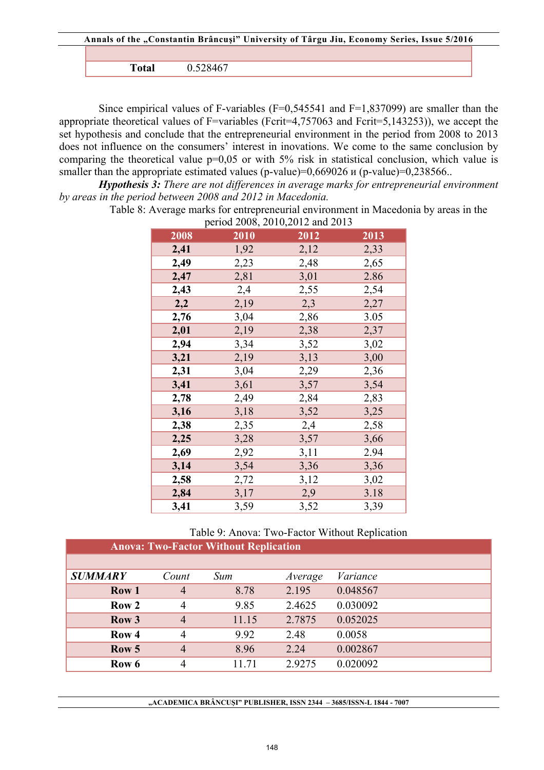| | |
|---|---|
| | |
| **Total** | 0.528467 |

Since empirical values of F-variables (F=0,545541 and F=1,837099) are smaller than the appropriate theoretical values of F=variables (Fcrit=4,757063 and Fcrit=5,143253)), we accept the set hypothesis and conclude that the entrepreneurial environment in the period from 2008 to 2013 does not influence on the consumers' interest in inovations. We come to the same conclusion by comparing the theoretical value p=0,05 or with 5% risk in statistical conclusion, which value is smaller than the appropriate estimated values (p-value)=0,669026 и (p-value)=0,238566..

***Hypothesis 3:*** *There are not differences in average marks for entrepreneurial environment by areas in the period between 2008 and 2012 in Macedonia.*

Table 8: Average marks for entrepreneurial environment in Macedonia by areas in the period 2008, 2010,2012 and 2013

| 2008 | 2010 | 2012 | 2013 |
|---|---|---|---|
| **2,41** | 1,92 | 2,12 | 2,33 |
| **2,49** | 2,23 | 2,48 | 2,65 |
| **2,47** | 2,81 | 3,01 | 2.86 |
| **2,43** | 2,4 | 2,55 | 2,54 |
| **2,2** | 2,19 | 2,3 | 2,27 |
| **2,76** | 3,04 | 2,86 | 3.05 |
| **2,01** | 2,19 | 2,38 | 2,37 |
| **2,94** | 3,34 | 3,52 | 3,02 |
| **3,21** | 2,19 | 3,13 | 3,00 |
| **2,31** | 3,04 | 2,29 | 2,36 |
| **3,41** | 3,61 | 3,57 | 3,54 |
| **2,78** | 2,49 | 2,84 | 2,83 |
| **3,16** | 3,18 | 3,52 | 3,25 |
| **2,38** | 2,35 | 2,4 | 2,58 |
| **2,25** | 3,28 | 3,57 | 3,66 |
| **2,69** | 2,92 | 3,11 | 2.94 |
| **3,14** | 3,54 | 3,36 | 3,36 |
| **2,58** | 2,72 | 3,12 | 3,02 |
| **2,84** | 3,17 | 2,9 | 3.18 |
| **3,41** | 3,59 | 3,52 | 3,39 |

Table 9: Anova: Two-Factor Without Replication

| **Anova: Two-Factor Without Replication** | | | | |
|---|---|---|---|---|
| | | | | |
| ***SUMMARY*** | *Count* | *Sum* | *Average* | *Variance* |
| **Row 1** | 4 | 8.78 | 2.195 | 0.048567 |
| **Row 2** | 4 | 9.85 | 2.4625 | 0.030092 |
| **Row 3** | 4 | 11.15 | 2.7875 | 0.052025 |
| **Row 4** | 4 | 9.92 | 2.48 | 0.0058 |
| **Row 5** | 4 | 8.96 | 2.24 | 0.002867 |
| **Row 6** | 4 | 11.71 | 2.9275 | 0.020092 |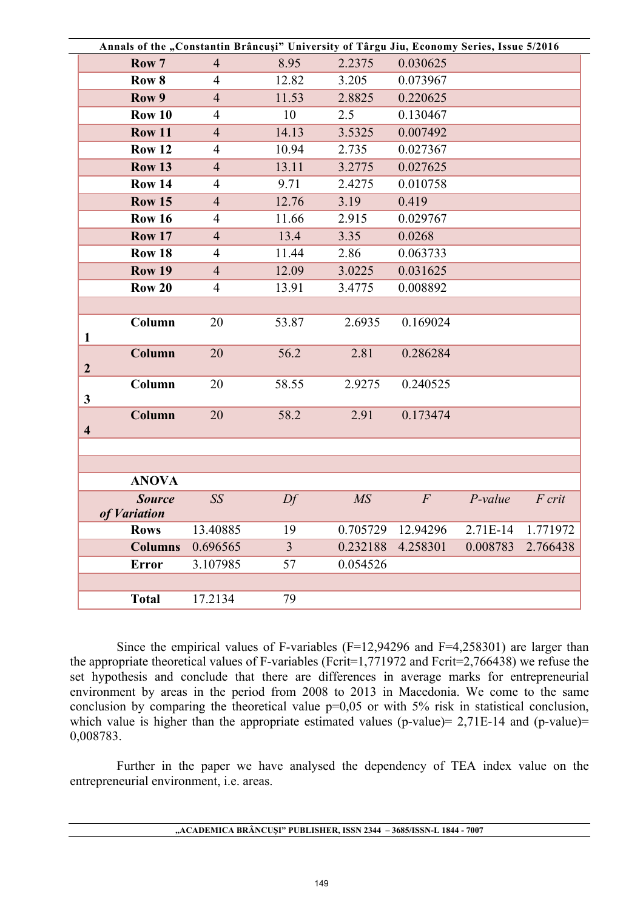| | | | | | | |
|---|---|---|---|---|---|---|
| **Row 7** | 4 | 8.95 | 2.2375 | 0.030625 | | |
| **Row 8** | 4 | 12.82 | 3.205 | 0.073967 | | |
| **Row 9** | 4 | 11.53 | 2.8825 | 0.220625 | | |
| **Row 10** | 4 | 10 | 2.5 | 0.130467 | | |
| **Row 11** | 4 | 14.13 | 3.5325 | 0.007492 | | |
| **Row 12** | 4 | 10.94 | 2.735 | 0.027367 | | |
| **Row 13** | 4 | 13.11 | 3.2775 | 0.027625 | | |
| **Row 14** | 4 | 9.71 | 2.4275 | 0.010758 | | |
| **Row 15** | 4 | 12.76 | 3.19 | 0.419 | | |
| **Row 16** | 4 | 11.66 | 2.915 | 0.029767 | | |
| **Row 17** | 4 | 13.4 | 3.35 | 0.0268 | | |
| **Row 18** | 4 | 11.44 | 2.86 | 0.063733 | | |
| **Row 19** | 4 | 12.09 | 3.0225 | 0.031625 | | |
| **Row 20** | 4 | 13.91 | 3.4775 | 0.008892 | | |
| | | | | | | |
| **Column 1** | 20 | 53.87 | 2.6935 | 0.169024 | | |
| **Column 2** | 20 | 56.2 | 2.81 | 0.286284 | | |
| **Column 3** | 20 | 58.55 | 2.9275 | 0.240525 | | |
| **Column 4** | 20 | 58.2 | 2.91 | 0.173474 | | |
| | | | | | | |
| | | | | | | |
| **ANOVA** | | | | | | |
| ***Source of Variation*** | *SS* | *Df* | *MS* | *F* | *P-value* | *F crit* |
| **Rows** | 13.40885 | 19 | 0.705729 | 12.94296 | 2.71E-14 | 1.771972 |
| **Columns** | 0.696565 | 3 | 0.232188 | 4.258301 | 0.008783 | 2.766438 |
| **Error** | 3.107985 | 57 | 0.054526 | | | |
| | | | | | | |
| **Total** | 17.2134 | 79 | | | | |

Since the empirical values of F-variables (F=12,94296 and F=4,258301) are larger than the appropriate theoretical values of F-variables (Fcrit=1,771972 and Fcrit=2,766438) we refuse the set hypothesis and conclude that there are differences in average marks for entrepreneurial environment by areas in the period from 2008 to 2013 in Macedonia. We come to the same conclusion by comparing the theoretical value p=0,05 or with 5% risk in statistical conclusion, which value is higher than the appropriate estimated values (p-value)= 2,71E-14 and (p-value)= 0,008783.

Further in the paper we have analysed the dependency of TEA index value on the entrepreneurial environment, i.e. areas.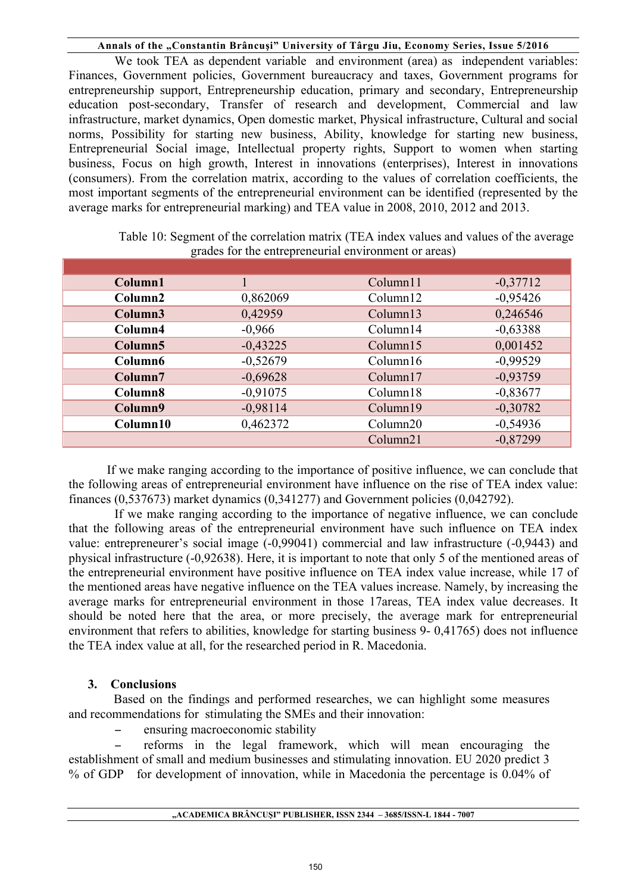We took TEA as dependent variable and environment (area) as independent variables: Finances, Government policies, Government bureaucracy and taxes, Government programs for entrepreneurship support, Entrepreneurship education, primary and secondary, Entrepreneurship education post-secondary, Transfer of research and development, Commercial and law infrastructure, market dynamics, Open domestic market, Physical infrastructure, Cultural and social norms, Possibility for starting new business, Ability, knowledge for starting new business, Entrepreneurial Social image, Intellectual property rights, Support to women when starting business, Focus on high growth, Interest in innovations (enterprises), Interest in innovations (consumers). From the correlation matrix, according to the values of correlation coefficients, the most important segments of the entrepreneurial environment can be identified (represented by the average marks for entrepreneurial marking) and TEA value in 2008, 2010, 2012 and 2013.

Table 10: Segment of the correlation matrix (TEA index values and values of the average grades for the entrepreneurial environment or areas)

| | | | |
|---|---|---|---|
| **Column1** | 1 | Column11 | -0,37712 |
| **Column2** | 0,862069 | Column12 | -0,95426 |
| **Column3** | 0,42959 | Column13 | 0,246546 |
| **Column4** | -0,966 | Column14 | -0,63388 |
| **Column5** | -0,43225 | Column15 | 0,001452 |
| **Column6** | -0,52679 | Column16 | -0,99529 |
| **Column7** | -0,69628 | Column17 | -0,93759 |
| **Column8** | -0,91075 | Column18 | -0,83677 |
| **Column9** | -0,98114 | Column19 | -0,30782 |
| **Column10** | 0,462372 | Column20 | -0,54936 |
| | | Column21 | -0,87299 |

If we make ranging according to the importance of positive influence, we can conclude that the following areas of entrepreneurial environment have influence on the rise of TEA index value: finances (0,537673) market dynamics (0,341277) and Government policies (0,042792).

If we make ranging according to the importance of negative influence, we can conclude that the following areas of the entrepreneurial environment have such influence on TEA index value: entrepreneurer's social image (-0,99041) commercial and law infrastructure (-0,9443) and physical infrastructure (-0,92638). Here, it is important to note that only 5 of the mentioned areas of the entrepreneurial environment have positive influence on TEA index value increase, while 17 of the mentioned areas have negative influence on the TEA values increase. Namely, by increasing the average marks for entrepreneurial environment in those 17areas, TEA index value decreases. It should be noted here that the area, or more precisely, the average mark for entrepreneurial environment that refers to abilities, knowledge for starting business 9- 0,41765) does not influence the TEA index value at all, for the researched period in R. Macedonia.

## 3. Conclusions

Based on the findings and performed researches, we can highlight some measures and recommendations for stimulating the SMEs and their innovation:

- ensuring macroeconomic stability
- reforms in the legal framework, which will mean encouraging the establishment of small and medium businesses and stimulating innovation. EU 2020 predict 3 % of GDP for development of innovation, while in Macedonia the percentage is 0.04% of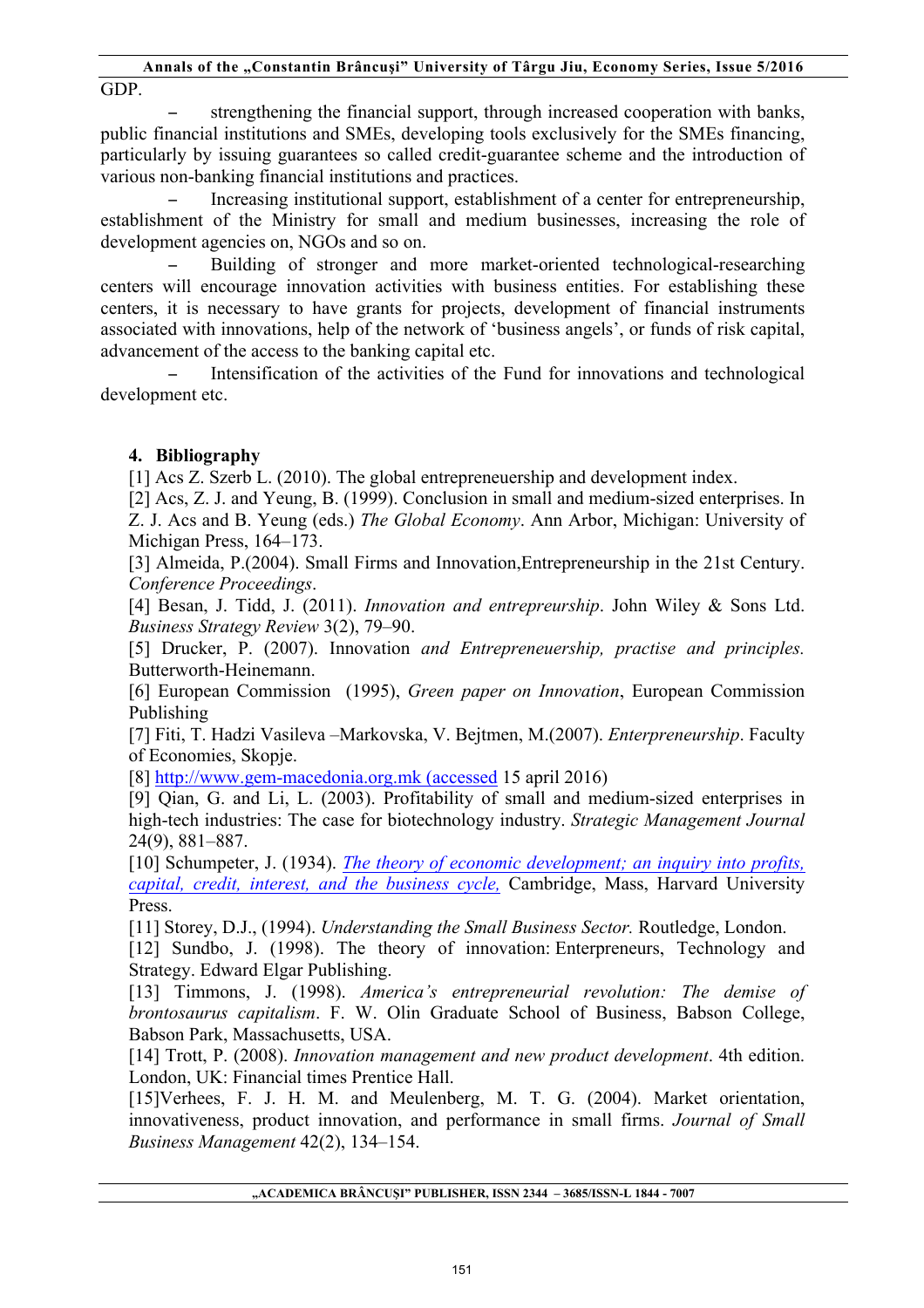GDP.

- strengthening the financial support, through increased cooperation with banks, public financial institutions and SMEs, developing tools exclusively for the SMEs financing, particularly by issuing guarantees so called credit-guarantee scheme and the introduction of various non-banking financial institutions and practices.
- Increasing institutional support, establishment of a center for entrepreneurship, establishment of the Ministry for small and medium businesses, increasing the role of development agencies on, NGOs and so on.
- Building of stronger and more market-oriented technological-researching centers will encourage innovation activities with business entities. For establishing these centers, it is necessary to have grants for projects, development of financial instruments associated with innovations, help of the network of 'business angels', or funds of risk capital, advancement of the access to the banking capital etc.
- Intensification of the activities of the Fund for innovations and technological development etc.

## 4. Bibliography

[1] Acs Z. Szerb L. (2010). The global entrepreneuership and development index.

[2] Acs, Z. J. and Yeung, B. (1999). Conclusion in small and medium-sized enterprises. In Z. J. Acs and B. Yeung (eds.) *The Global Economy*. Ann Arbor, Michigan: University of Michigan Press, 164–173.

[3] Almeida, P.(2004). Small Firms and Innovation,Entrepreneurship in the 21st Century. *Conference Proceedings*.

[4] Besan, J. Tidd, J. (2011). *Innovation and entrepreurship*. John Wiley & Sons Ltd. *Business Strategy Review* 3(2), 79–90.

[5] Drucker, P. (2007). Innovation *and Entrepreneuership, practise and principles.* Butterworth-Heinemann.

[6] European Commission (1995), *Green paper on Innovation*, European Commission Publishing

[7] Fiti, T. Hadzi Vasileva –Markovska, V. Bejtmen, M.(2007). *Enterpreneurship*. Faculty of Economies, Skopje.

[8] http://www.gem-macedonia.org.mk (accessed 15 april 2016)

[9] Qian, G. and Li, L. (2003). Profitability of small and medium-sized enterprises in high-tech industries: The case for biotechnology industry. *Strategic Management Journal* 24(9), 881–887.

[10] Schumpeter, J. (1934). *The theory of economic development; an inquiry into profits, capital, credit, interest, and the business cycle,* Cambridge, Mass, Harvard University Press.

[11] Storey, D.J., (1994). *Understanding the Small Business Sector.* Routledge, London.

[12] Sundbo, J. (1998). The theory of innovation: Enterpreneurs, Technology and Strategy. Edward Elgar Publishing.

[13] Timmons, J. (1998). *America's entrepreneurial revolution: The demise of brontosaurus capitalism*. F. W. Olin Graduate School of Business, Babson College, Babson Park, Massachusetts, USA.

[14] Trott, P. (2008). *Innovation management and new product development*. 4th edition. London, UK: Financial times Prentice Hall.

[15]Verhees, F. J. H. M. and Meulenberg, M. T. G. (2004). Market orientation, innovativeness, product innovation, and performance in small firms. *Journal of Small Business Management* 42(2), 134–154.